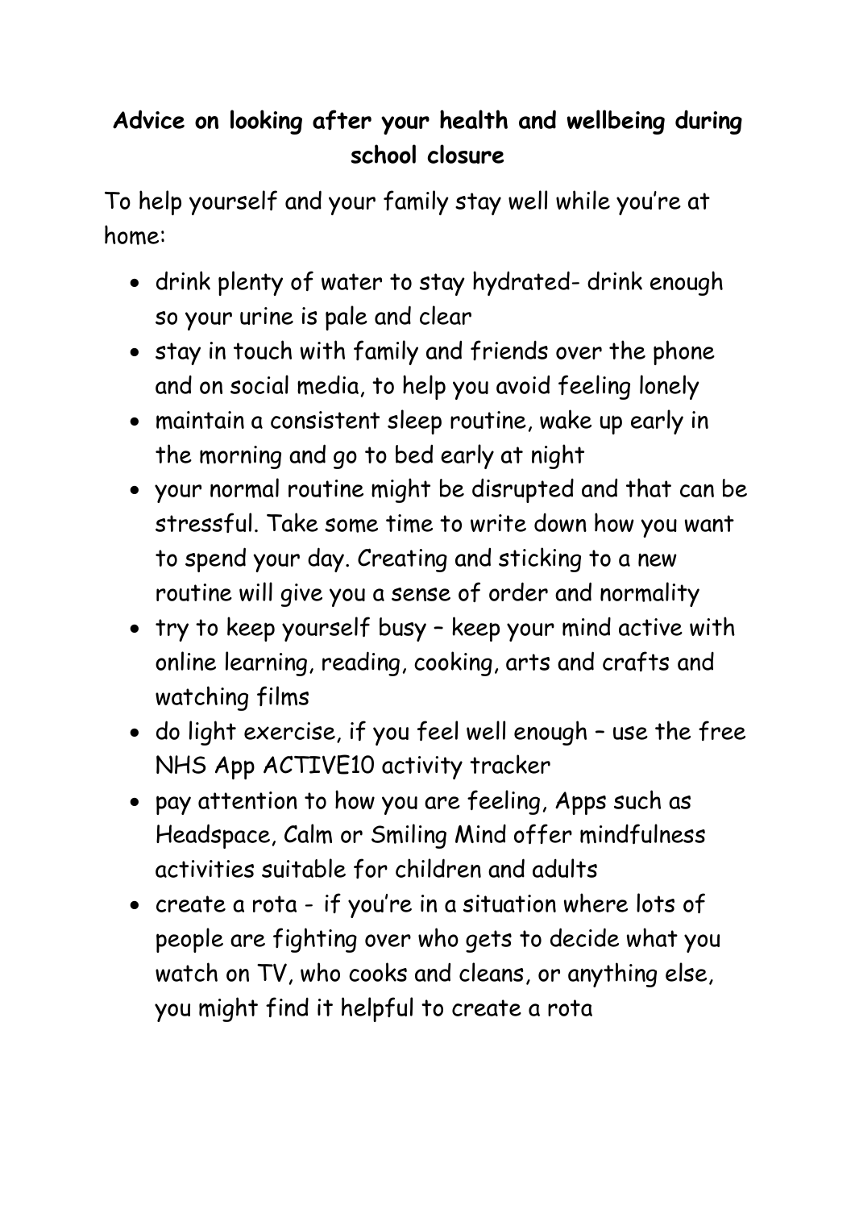**Advice on looking after your health and wellbeing during school closure**

To help yourself and your family stay well while you're at home:

- drink plenty of water to stay hydrated- drink enough so your urine is pale and clear
- stay in touch with family and friends over the phone and on social media, to help you avoid feeling lonely
- maintain a consistent sleep routine, wake up early in the morning and go to bed early at night
- your normal routine might be disrupted and that can be stressful. Take some time to write down how you want to spend your day. Creating and sticking to a new routine will give you a sense of order and normality
- try to keep yourself busy – keep your mind active with online learning, reading, cooking, arts and crafts and watching films
- do light exercise, if you feel well enough – use the free NHS App ACTIVE10 activity tracker
- pay attention to how you are feeling, Apps such as Headspace, Calm or Smiling Mind offer mindfulness activities suitable for children and adults
- create a rota - if you're in a situation where lots of people are fighting over who gets to decide what you watch on TV, who cooks and cleans, or anything else, you might find it helpful to create a rota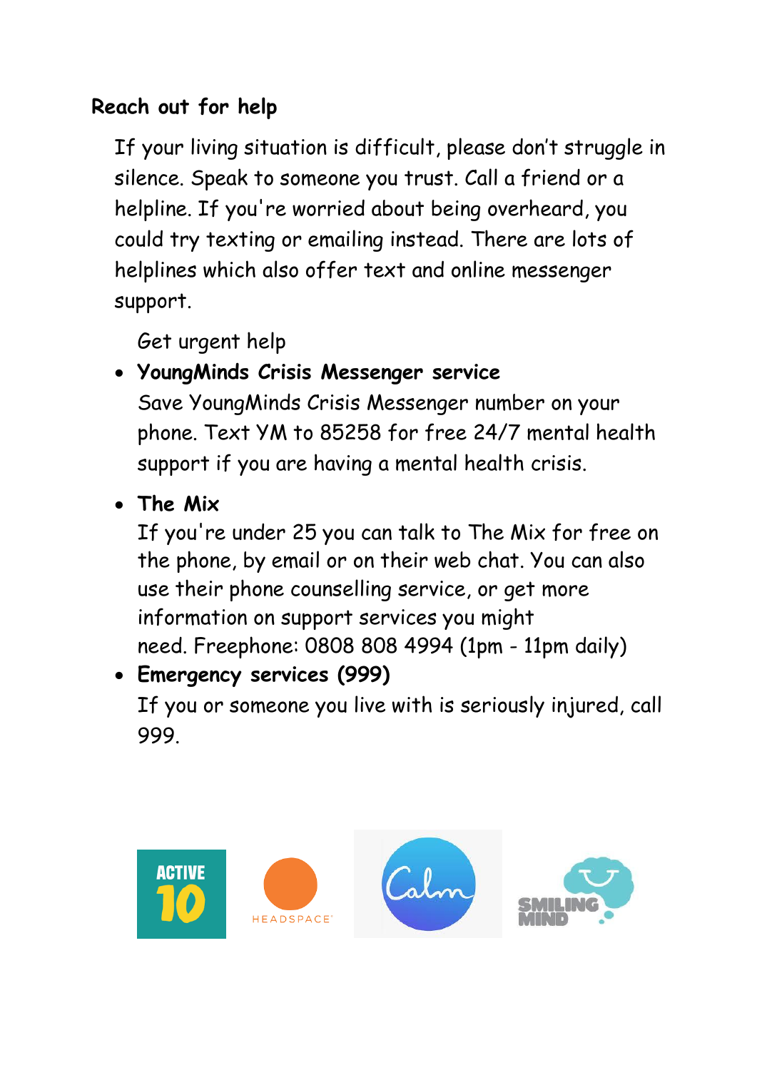**Reach out for help**

If your living situation is difficult, please don't struggle in silence. Speak to someone you trust. Call a friend or a helpline. If you're worried about being overheard, you could try texting or emailing instead. There are lots of helplines which also offer text and online messenger support.

Get urgent help

- **YoungMinds Crisis Messenger service**
  Save YoungMinds Crisis Messenger number on your phone. Text YM to 85258 for free 24/7 mental health support if you are having a mental health crisis.
- **The Mix**
  If you're under 25 you can talk to The Mix for free on the phone, by email or on their web chat. You can also use their phone counselling service, or get more information on support services you might need. Freephone: 0808 808 4994 (1pm - 11pm daily)
- **Emergency services (999)**
  If you or someone you live with is seriously injured, call 999.

ACTIVE 10

HEADSPACE

Calm

SMILING MIND